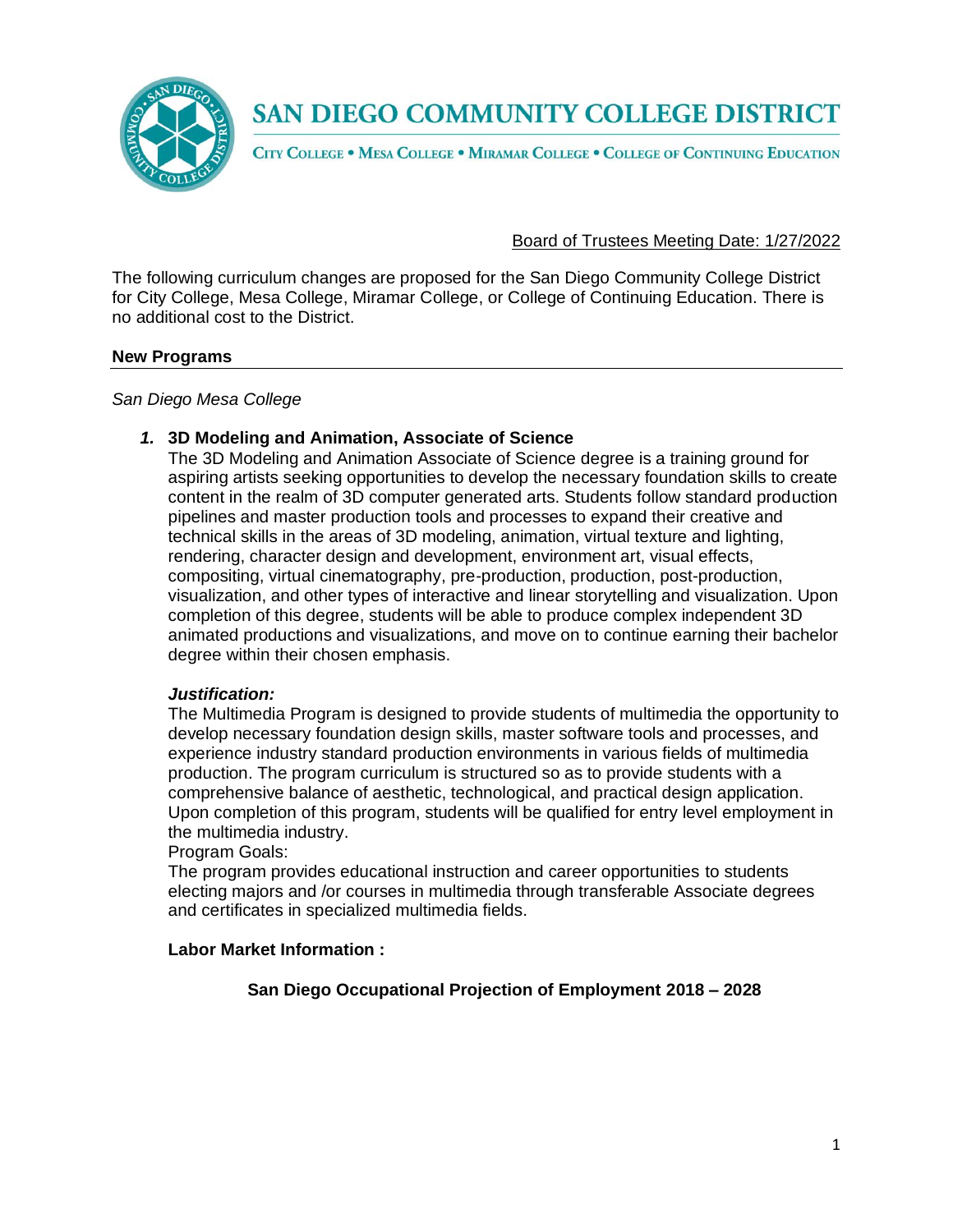# SAN DIEGO COMMUNITY COLLEGE DISTRICT

CITY COLLEGE • MESA COLLEGE • MIRAMAR COLLEGE • COLLEGE OF CONTINUING EDUCATION

Board of Trustees Meeting Date: 1/27/2022

The following curriculum changes are proposed for the San Diego Community College District for City College, Mesa College, Miramar College, or College of Continuing Education. There is no additional cost to the District.

## New Programs

*San Diego Mesa College*

***1.*** **3D Modeling and Animation, Associate of Science**

The 3D Modeling and Animation Associate of Science degree is a training ground for aspiring artists seeking opportunities to develop the necessary foundation skills to create content in the realm of 3D computer generated arts. Students follow standard production pipelines and master production tools and processes to expand their creative and technical skills in the areas of 3D modeling, animation, virtual texture and lighting, rendering, character design and development, environment art, visual effects, compositing, virtual cinematography, pre-production, production, post-production, visualization, and other types of interactive and linear storytelling and visualization. Upon completion of this degree, students will be able to produce complex independent 3D animated productions and visualizations, and move on to continue earning their bachelor degree within their chosen emphasis.

***Justification:***

The Multimedia Program is designed to provide students of multimedia the opportunity to develop necessary foundation design skills, master software tools and processes, and experience industry standard production environments in various fields of multimedia production. The program curriculum is structured so as to provide students with a comprehensive balance of aesthetic, technological, and practical design application. Upon completion of this program, students will be qualified for entry level employment in the multimedia industry.

Program Goals:

The program provides educational instruction and career opportunities to students electing majors and /or courses in multimedia through transferable Associate degrees and certificates in specialized multimedia fields.

**Labor Market Information :**

**San Diego Occupational Projection of Employment 2018 – 2028**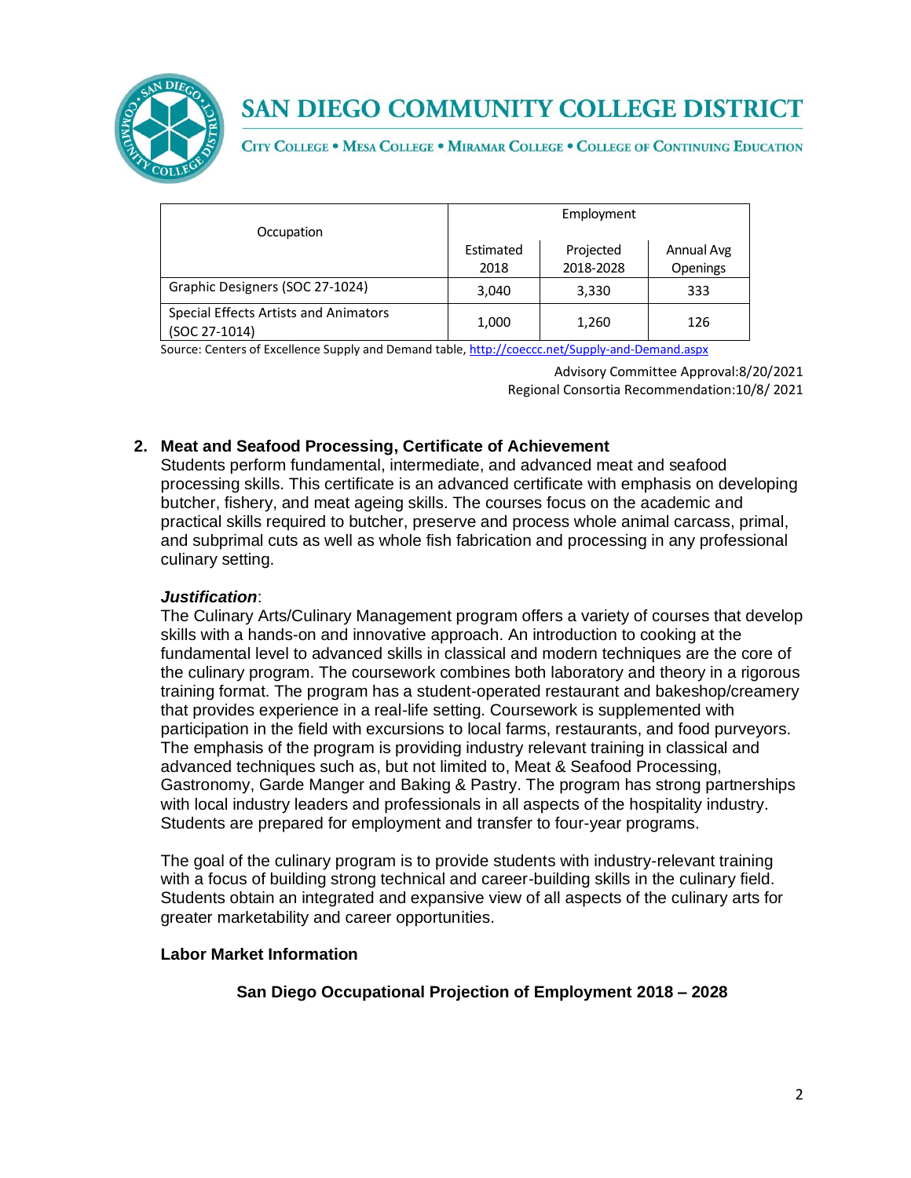| Occupation | Employment | | |
|---|---|---|---|
| | Estimated 2018 | Projected 2018-2028 | Annual Avg Openings |
| Graphic Designers (SOC 27-1024) | 3,040 | 3,330 | 333 |
| Special Effects Artists and Animators (SOC 27-1014) | 1,000 | 1,260 | 126 |

Source: Centers of Excellence Supply and Demand table, http://coeccc.net/Supply-and-Demand.aspx

Advisory Committee Approval:8/20/2021
Regional Consortia Recommendation:10/8/ 2021

## 2. Meat and Seafood Processing, Certificate of Achievement

Students perform fundamental, intermediate, and advanced meat and seafood processing skills. This certificate is an advanced certificate with emphasis on developing butcher, fishery, and meat ageing skills. The courses focus on the academic and practical skills required to butcher, preserve and process whole animal carcass, primal, and subprimal cuts as well as whole fish fabrication and processing in any professional culinary setting.

***Justification***:
The Culinary Arts/Culinary Management program offers a variety of courses that develop skills with a hands-on and innovative approach. An introduction to cooking at the fundamental level to advanced skills in classical and modern techniques are the core of the culinary program. The coursework combines both laboratory and theory in a rigorous training format. The program has a student-operated restaurant and bakeshop/creamery that provides experience in a real-life setting. Coursework is supplemented with participation in the field with excursions to local farms, restaurants, and food purveyors. The emphasis of the program is providing industry relevant training in classical and advanced techniques such as, but not limited to, Meat & Seafood Processing, Gastronomy, Garde Manger and Baking & Pastry. The program has strong partnerships with local industry leaders and professionals in all aspects of the hospitality industry. Students are prepared for employment and transfer to four-year programs.

The goal of the culinary program is to provide students with industry-relevant training with a focus of building strong technical and career-building skills in the culinary field. Students obtain an integrated and expansive view of all aspects of the culinary arts for greater marketability and career opportunities.

**Labor Market Information**

**San Diego Occupational Projection of Employment 2018 – 2028**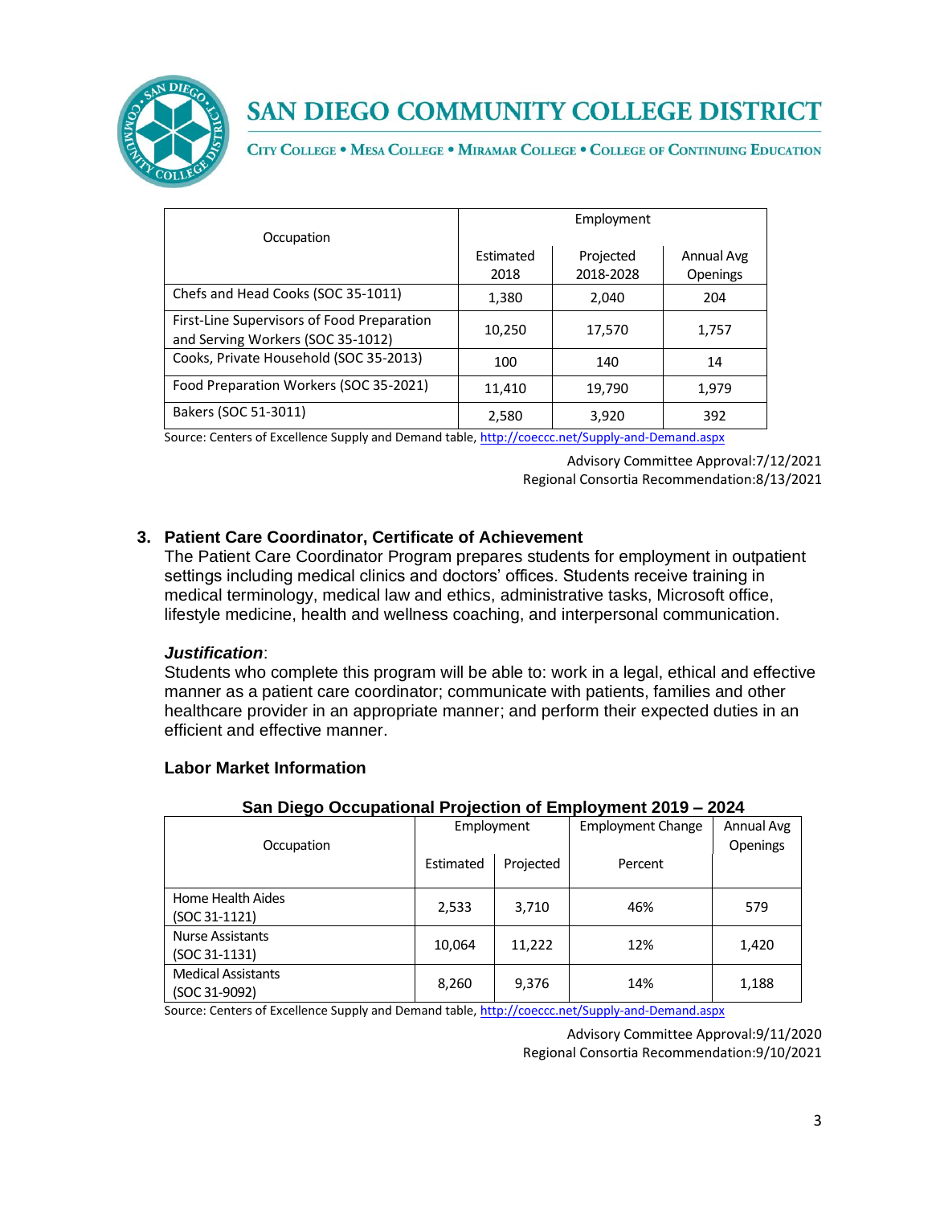| Occupation | Employment | | |
|---|---|---|---|
| | Estimated 2018 | Projected 2018-2028 | Annual Avg Openings |
| Chefs and Head Cooks (SOC 35-1011) | 1,380 | 2,040 | 204 |
| First-Line Supervisors of Food Preparation and Serving Workers (SOC 35-1012) | 10,250 | 17,570 | 1,757 |
| Cooks, Private Household (SOC 35-2013) | 100 | 140 | 14 |
| Food Preparation Workers (SOC 35-2021) | 11,410 | 19,790 | 1,979 |
| Bakers (SOC 51-3011) | 2,580 | 3,920 | 392 |

Source: Centers of Excellence Supply and Demand table, http://coeccc.net/Supply-and-Demand.aspx

Advisory Committee Approval:7/12/2021
Regional Consortia Recommendation:8/13/2021

### 3. Patient Care Coordinator, Certificate of Achievement

The Patient Care Coordinator Program prepares students for employment in outpatient settings including medical clinics and doctors' offices. Students receive training in medical terminology, medical law and ethics, administrative tasks, Microsoft office, lifestyle medicine, health and wellness coaching, and interpersonal communication.

***Justification***:
Students who complete this program will be able to: work in a legal, ethical and effective manner as a patient care coordinator; communicate with patients, families and other healthcare provider in an appropriate manner; and perform their expected duties in an efficient and effective manner.

**Labor Market Information**

**San Diego Occupational Projection of Employment 2019 – 2024**

| Occupation | Employment | | Employment Change | Annual Avg Openings |
|---|---|---|---|---|
| | Estimated | Projected | Percent | |
| Home Health Aides (SOC 31-1121) | 2,533 | 3,710 | 46% | 579 |
| Nurse Assistants (SOC 31-1131) | 10,064 | 11,222 | 12% | 1,420 |
| Medical Assistants (SOC 31-9092) | 8,260 | 9,376 | 14% | 1,188 |

Source: Centers of Excellence Supply and Demand table, http://coeccc.net/Supply-and-Demand.aspx

Advisory Committee Approval:9/11/2020
Regional Consortia Recommendation:9/10/2021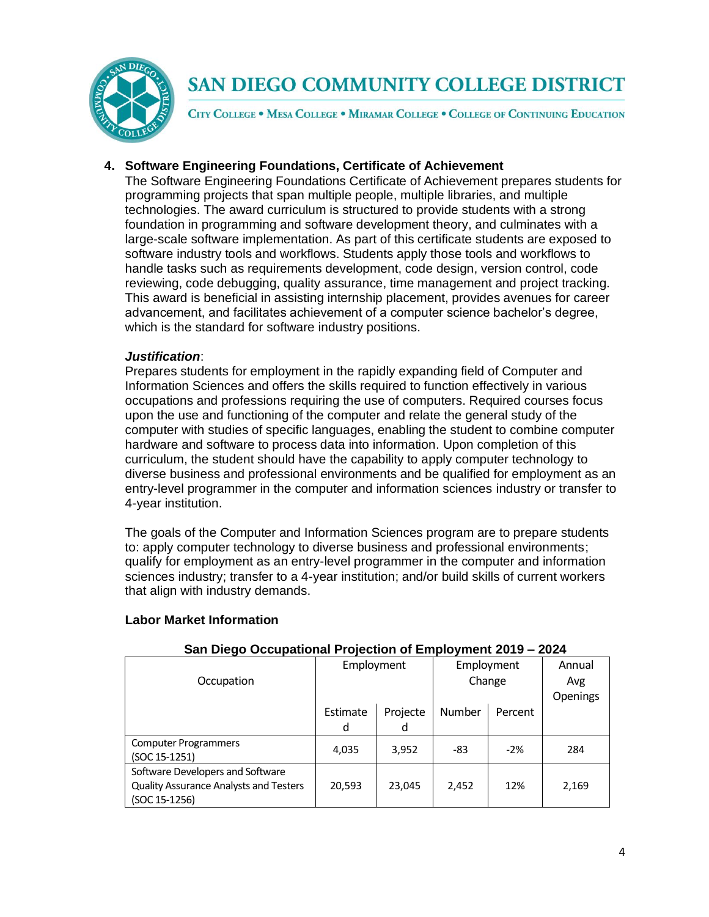## 4. Software Engineering Foundations, Certificate of Achievement

The Software Engineering Foundations Certificate of Achievement prepares students for programming projects that span multiple people, multiple libraries, and multiple technologies. The award curriculum is structured to provide students with a strong foundation in programming and software development theory, and culminates with a large-scale software implementation. As part of this certificate students are exposed to software industry tools and workflows. Students apply those tools and workflows to handle tasks such as requirements development, code design, version control, code reviewing, code debugging, quality assurance, time management and project tracking. This award is beneficial in assisting internship placement, provides avenues for career advancement, and facilitates achievement of a computer science bachelor's degree, which is the standard for software industry positions.

***Justification***:

Prepares students for employment in the rapidly expanding field of Computer and Information Sciences and offers the skills required to function effectively in various occupations and professions requiring the use of computers. Required courses focus upon the use and functioning of the computer and relate the general study of the computer with studies of specific languages, enabling the student to combine computer hardware and software to process data into information. Upon completion of this curriculum, the student should have the capability to apply computer technology to diverse business and professional environments and be qualified for employment as an entry-level programmer in the computer and information sciences industry or transfer to 4-year institution.

The goals of the Computer and Information Sciences program are to prepare students to: apply computer technology to diverse business and professional environments; qualify for employment as an entry-level programmer in the computer and information sciences industry; transfer to a 4-year institution; and/or build skills of current workers that align with industry demands.

**Labor Market Information**

**San Diego Occupational Projection of Employment 2019 – 2024**

| Occupation | Employment | | Employment Change | | Annual Avg Openings |
|---|---|---|---|---|---|
| | Estimated | Projected | Number | Percent | |
| Computer Programmers (SOC 15-1251) | 4,035 | 3,952 | -83 | -2% | 284 |
| Software Developers and Software Quality Assurance Analysts and Testers (SOC 15-1256) | 20,593 | 23,045 | 2,452 | 12% | 2,169 |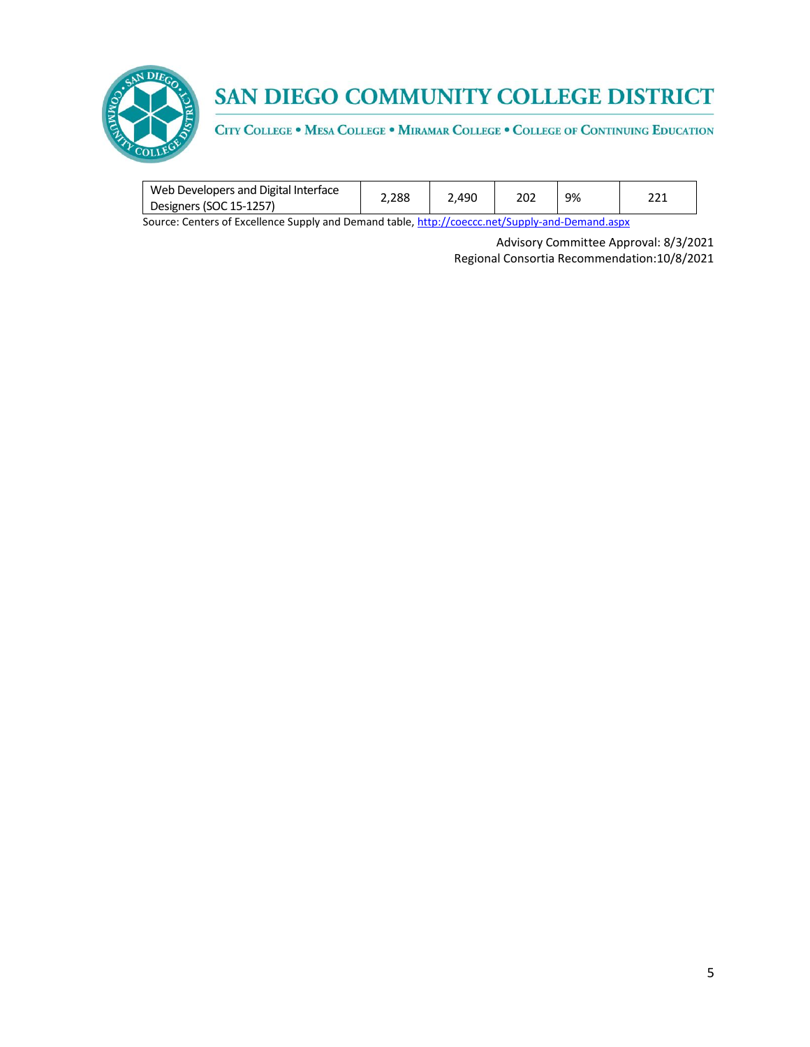| Web Developers and Digital Interface Designers (SOC 15-1257) | 2,288 | 2,490 | 202 | 9% | 221 |
|---|---|---|---|---|---|

Source: Centers of Excellence Supply and Demand table, [http://coeccc.net/Supply-and-Demand.aspx](http://coeccc.net/Supply-and-Demand.aspx)

Advisory Committee Approval: 8/3/2021
Regional Consortia Recommendation:10/8/2021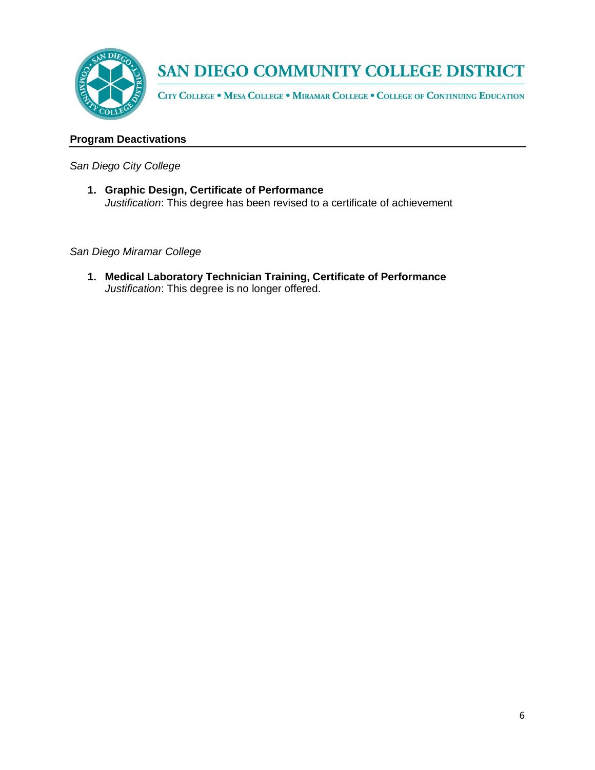## Program Deactivations

*San Diego City College*

1. **Graphic Design, Certificate of Performance**
   *Justification*: This degree has been revised to a certificate of achievement

*San Diego Miramar College*

1. **Medical Laboratory Technician Training, Certificate of Performance**
   *Justification*: This degree is no longer offered.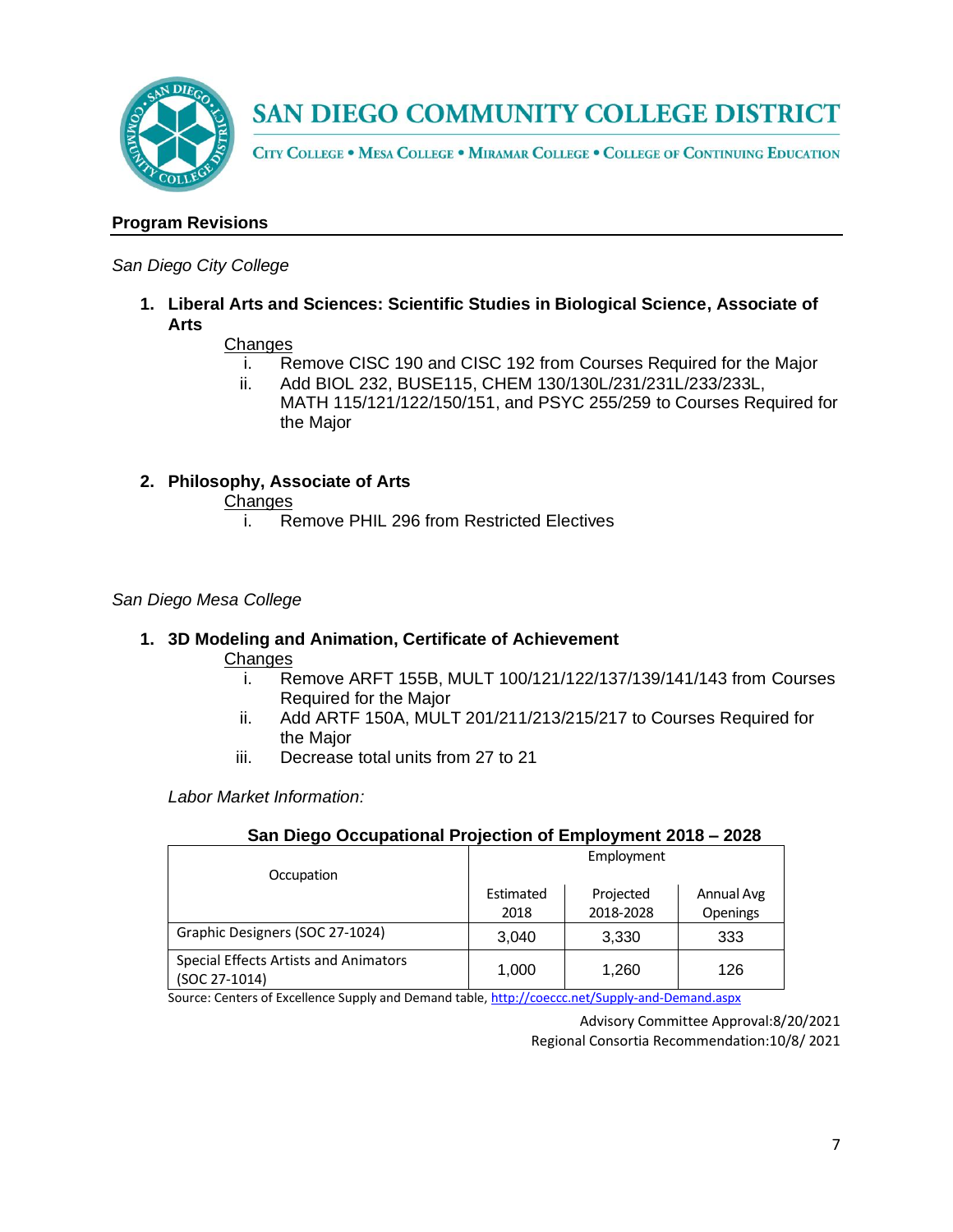## Program Revisions

*San Diego City College*

1. **Liberal Arts and Sciences: Scientific Studies in Biological Science, Associate of Arts**

   Changes

   i. Remove CISC 190 and CISC 192 from Courses Required for the Major

   ii. Add BIOL 232, BUSE115, CHEM 130/130L/231/231L/233/233L, MATH 115/121/122/150/151, and PSYC 255/259 to Courses Required for the Major

2. **Philosophy, Associate of Arts**

   Changes

   i. Remove PHIL 296 from Restricted Electives

*San Diego Mesa College*

1. **3D Modeling and Animation, Certificate of Achievement**

   Changes

   i. Remove ARFT 155B, MULT 100/121/122/137/139/141/143 from Courses Required for the Major

   ii. Add ARTF 150A, MULT 201/211/213/215/217 to Courses Required for the Major

   iii. Decrease total units from 27 to 21

   *Labor Market Information:*

**San Diego Occupational Projection of Employment 2018 – 2028**

| Occupation | Employment | | |
|---|---|---|---|
| | Estimated 2018 | Projected 2018-2028 | Annual Avg Openings |
| Graphic Designers (SOC 27-1024) | 3,040 | 3,330 | 333 |
| Special Effects Artists and Animators (SOC 27-1014) | 1,000 | 1,260 | 126 |

Source: Centers of Excellence Supply and Demand table, http://coeccc.net/Supply-and-Demand.aspx

Advisory Committee Approval:8/20/2021

Regional Consortia Recommendation:10/8/ 2021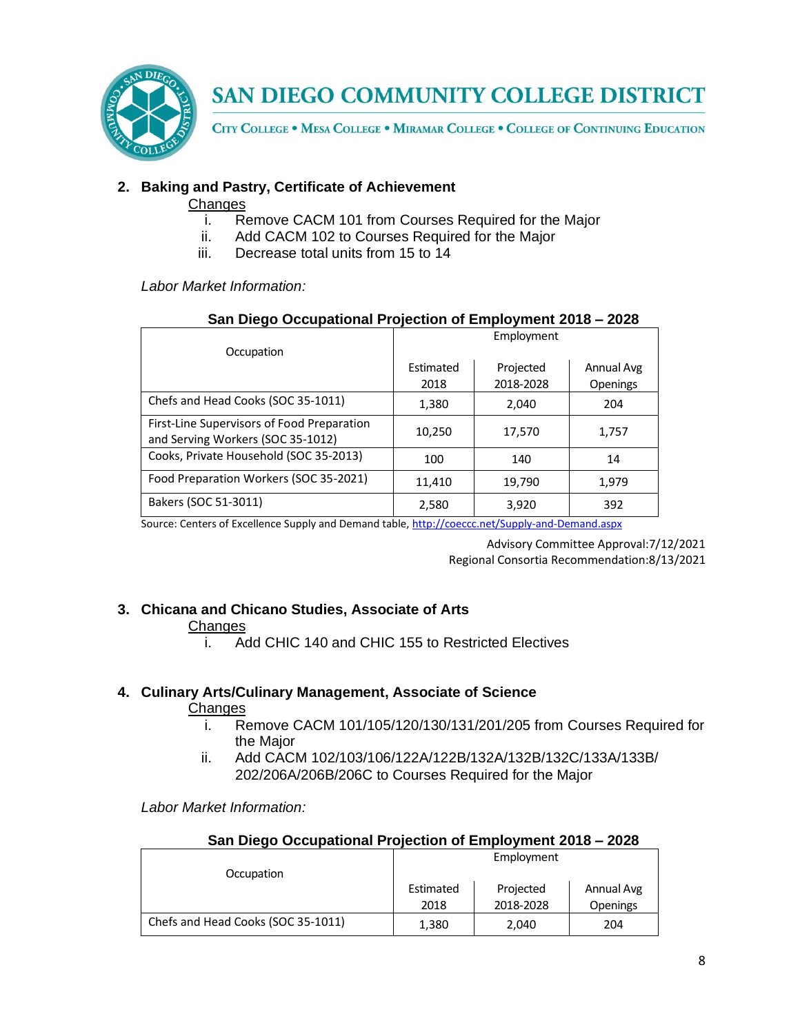2. **Baking and Pastry, Certificate of Achievement**

   Changes

   i. Remove CACM 101 from Courses Required for the Major
   ii. Add CACM 102 to Courses Required for the Major
   iii. Decrease total units from 15 to 14

   *Labor Market Information:*

   **San Diego Occupational Projection of Employment 2018 – 2028**

   | Occupation | Employment | | |
   |---|---|---|---|
   | | Estimated 2018 | Projected 2018-2028 | Annual Avg Openings |
   | Chefs and Head Cooks (SOC 35-1011) | 1,380 | 2,040 | 204 |
   | First-Line Supervisors of Food Preparation and Serving Workers (SOC 35-1012) | 10,250 | 17,570 | 1,757 |
   | Cooks, Private Household (SOC 35-2013) | 100 | 140 | 14 |
   | Food Preparation Workers (SOC 35-2021) | 11,410 | 19,790 | 1,979 |
   | Bakers (SOC 51-3011) | 2,580 | 3,920 | 392 |

   Source: Centers of Excellence Supply and Demand table, http://coeccc.net/Supply-and-Demand.aspx

   Advisory Committee Approval:7/12/2021
   Regional Consortia Recommendation:8/13/2021

3. **Chicana and Chicano Studies, Associate of Arts**

   Changes

   i. Add CHIC 140 and CHIC 155 to Restricted Electives

4. **Culinary Arts/Culinary Management, Associate of Science**

   Changes

   i. Remove CACM 101/105/120/130/131/201/205 from Courses Required for the Major
   ii. Add CACM 102/103/106/122A/122B/132A/132B/132C/133A/133B/202/206A/206B/206C to Courses Required for the Major

   *Labor Market Information:*

   **San Diego Occupational Projection of Employment 2018 – 2028**

   | Occupation | Employment | | |
   |---|---|---|---|
   | | Estimated 2018 | Projected 2018-2028 | Annual Avg Openings |
   | Chefs and Head Cooks (SOC 35-1011) | 1,380 | 2,040 | 204 |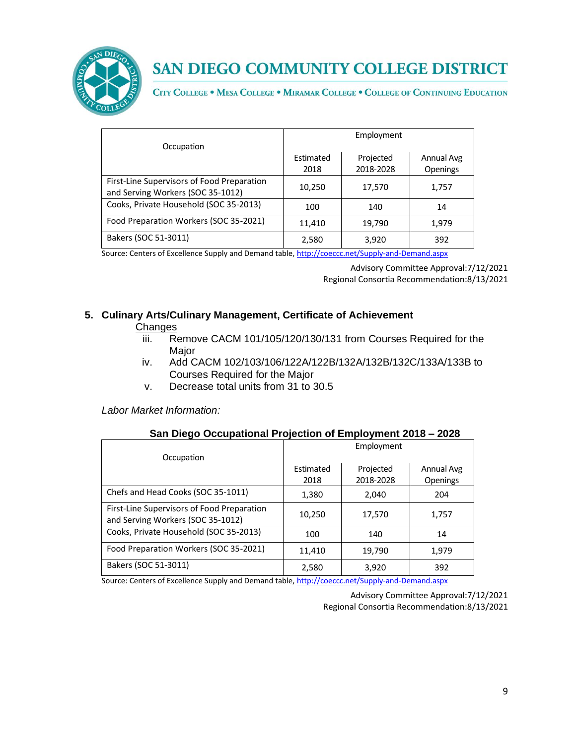| Occupation | Employment | | |
|---|---|---|---|
| | Estimated 2018 | Projected 2018-2028 | Annual Avg Openings |
| First-Line Supervisors of Food Preparation and Serving Workers (SOC 35-1012) | 10,250 | 17,570 | 1,757 |
| Cooks, Private Household (SOC 35-2013) | 100 | 140 | 14 |
| Food Preparation Workers (SOC 35-2021) | 11,410 | 19,790 | 1,979 |
| Bakers (SOC 51-3011) | 2,580 | 3,920 | 392 |

Source: Centers of Excellence Supply and Demand table, http://coeccc.net/Supply-and-Demand.aspx

Advisory Committee Approval:7/12/2021
Regional Consortia Recommendation:8/13/2021

## 5. Culinary Arts/Culinary Management, Certificate of Achievement

Changes

iii. Remove CACM 101/105/120/130/131 from Courses Required for the Major
iv. Add CACM 102/103/106/122A/122B/132A/132B/132C/133A/133B to Courses Required for the Major
v. Decrease total units from 31 to 30.5

*Labor Market Information:*

**San Diego Occupational Projection of Employment 2018 – 2028**

| Occupation | Employment | | |
|---|---|---|---|
| | Estimated 2018 | Projected 2018-2028 | Annual Avg Openings |
| Chefs and Head Cooks (SOC 35-1011) | 1,380 | 2,040 | 204 |
| First-Line Supervisors of Food Preparation and Serving Workers (SOC 35-1012) | 10,250 | 17,570 | 1,757 |
| Cooks, Private Household (SOC 35-2013) | 100 | 140 | 14 |
| Food Preparation Workers (SOC 35-2021) | 11,410 | 19,790 | 1,979 |
| Bakers (SOC 51-3011) | 2,580 | 3,920 | 392 |

Source: Centers of Excellence Supply and Demand table, http://coeccc.net/Supply-and-Demand.aspx

Advisory Committee Approval:7/12/2021
Regional Consortia Recommendation:8/13/2021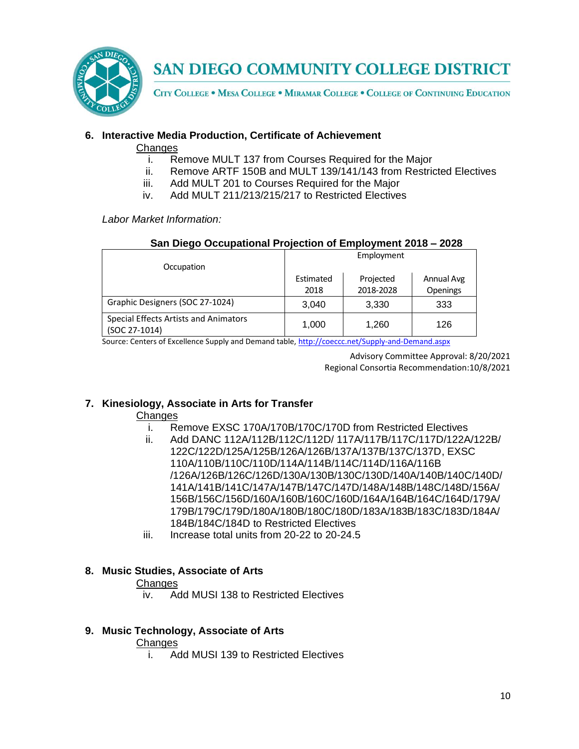**6. Interactive Media Production, Certificate of Achievement**

Changes

i. Remove MULT 137 from Courses Required for the Major
ii. Remove ARTF 150B and MULT 139/141/143 from Restricted Electives
iii. Add MULT 201 to Courses Required for the Major
iv. Add MULT 211/213/215/217 to Restricted Electives

*Labor Market Information:*

**San Diego Occupational Projection of Employment 2018 – 2028**

| Occupation | Employment | | |
|---|---|---|---|
| | Estimated 2018 | Projected 2018-2028 | Annual Avg Openings |
| Graphic Designers (SOC 27-1024) | 3,040 | 3,330 | 333 |
| Special Effects Artists and Animators (SOC 27-1014) | 1,000 | 1,260 | 126 |

Source: Centers of Excellence Supply and Demand table, http://coeccc.net/Supply-and-Demand.aspx

Advisory Committee Approval: 8/20/2021
Regional Consortia Recommendation:10/8/2021

**7. Kinesiology, Associate in Arts for Transfer**

Changes

i. Remove EXSC 170A/170B/170C/170D from Restricted Electives
ii. Add DANC 112A/112B/112C/112D/ 117A/117B/117C/117D/122A/122B/ 122C/122D/125A/125B/126A/126B/137A/137B/137C/137D, EXSC 110A/110B/110C/110D/114A/114B/114C/114D/116A/116B /126A/126B/126C/126D/130A/130B/130C/130D/140A/140B/140C/140D/ 141A/141B/141C/147A/147B/147C/147D/148A/148B/148C/148D/156A/ 156B/156C/156D/160A/160B/160C/160D/164A/164B/164C/164D/179A/ 179B/179C/179D/180A/180B/180C/180D/183A/183B/183C/183D/184A/ 184B/184C/184D to Restricted Electives
iii. Increase total units from 20-22 to 20-24.5

**8. Music Studies, Associate of Arts**

Changes

iv. Add MUSI 138 to Restricted Electives

**9. Music Technology, Associate of Arts**

Changes

i. Add MUSI 139 to Restricted Electives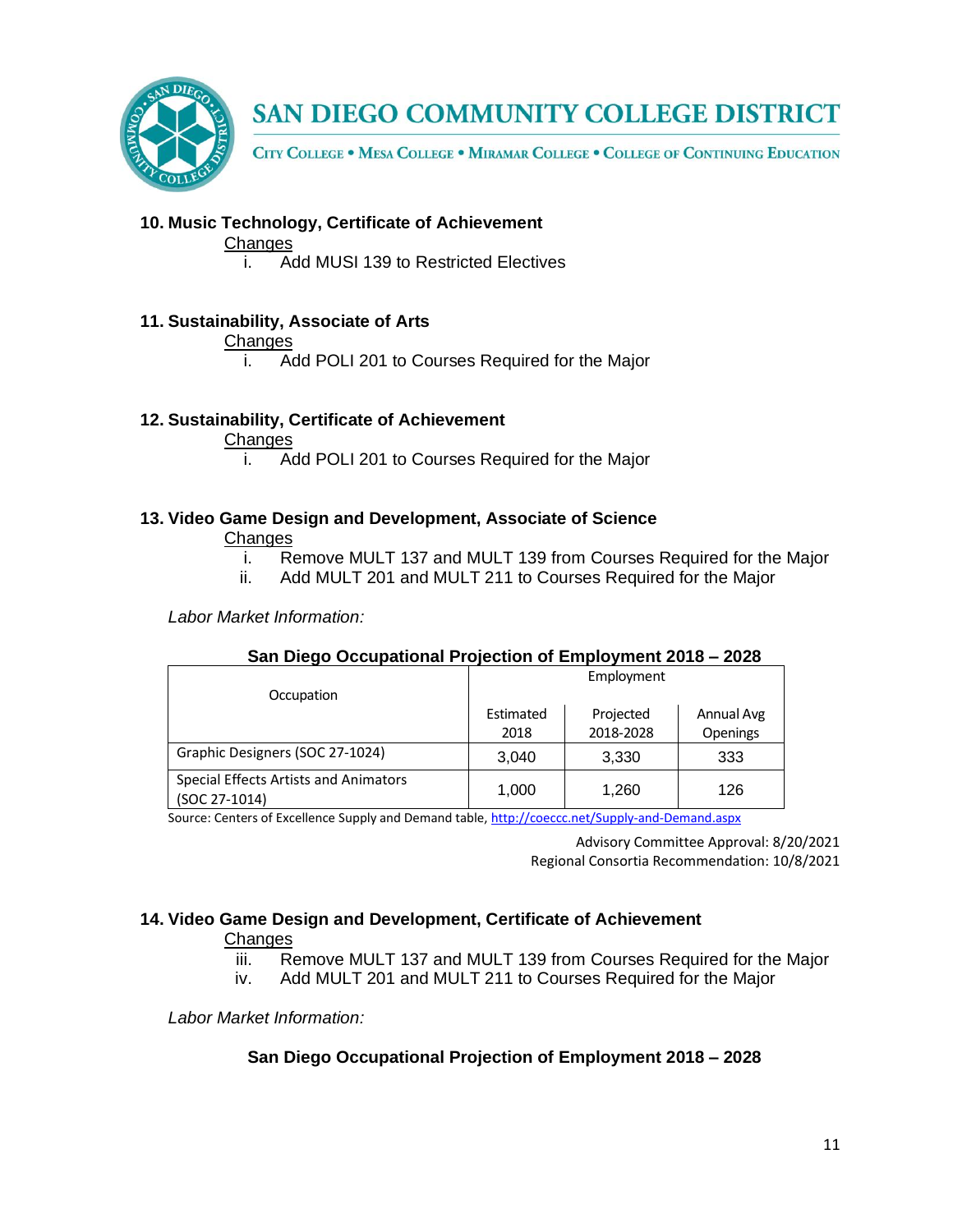### 10. Music Technology, Certificate of Achievement

Changes

i. Add MUSI 139 to Restricted Electives

### 11. Sustainability, Associate of Arts

Changes

i. Add POLI 201 to Courses Required for the Major

### 12. Sustainability, Certificate of Achievement

Changes

i. Add POLI 201 to Courses Required for the Major

### 13. Video Game Design and Development, Associate of Science

Changes

i. Remove MULT 137 and MULT 139 from Courses Required for the Major
ii. Add MULT 201 and MULT 211 to Courses Required for the Major

*Labor Market Information:*

**San Diego Occupational Projection of Employment 2018 – 2028**

| Occupation | Employment | | |
|---|---|---|---|
| | Estimated 2018 | Projected 2018-2028 | Annual Avg Openings |
| Graphic Designers (SOC 27-1024) | 3,040 | 3,330 | 333 |
| Special Effects Artists and Animators (SOC 27-1014) | 1,000 | 1,260 | 126 |

Source: Centers of Excellence Supply and Demand table, http://coeccc.net/Supply-and-Demand.aspx

Advisory Committee Approval: 8/20/2021
Regional Consortia Recommendation: 10/8/2021

### 14. Video Game Design and Development, Certificate of Achievement

Changes

iii. Remove MULT 137 and MULT 139 from Courses Required for the Major
iv. Add MULT 201 and MULT 211 to Courses Required for the Major

*Labor Market Information:*

**San Diego Occupational Projection of Employment 2018 – 2028**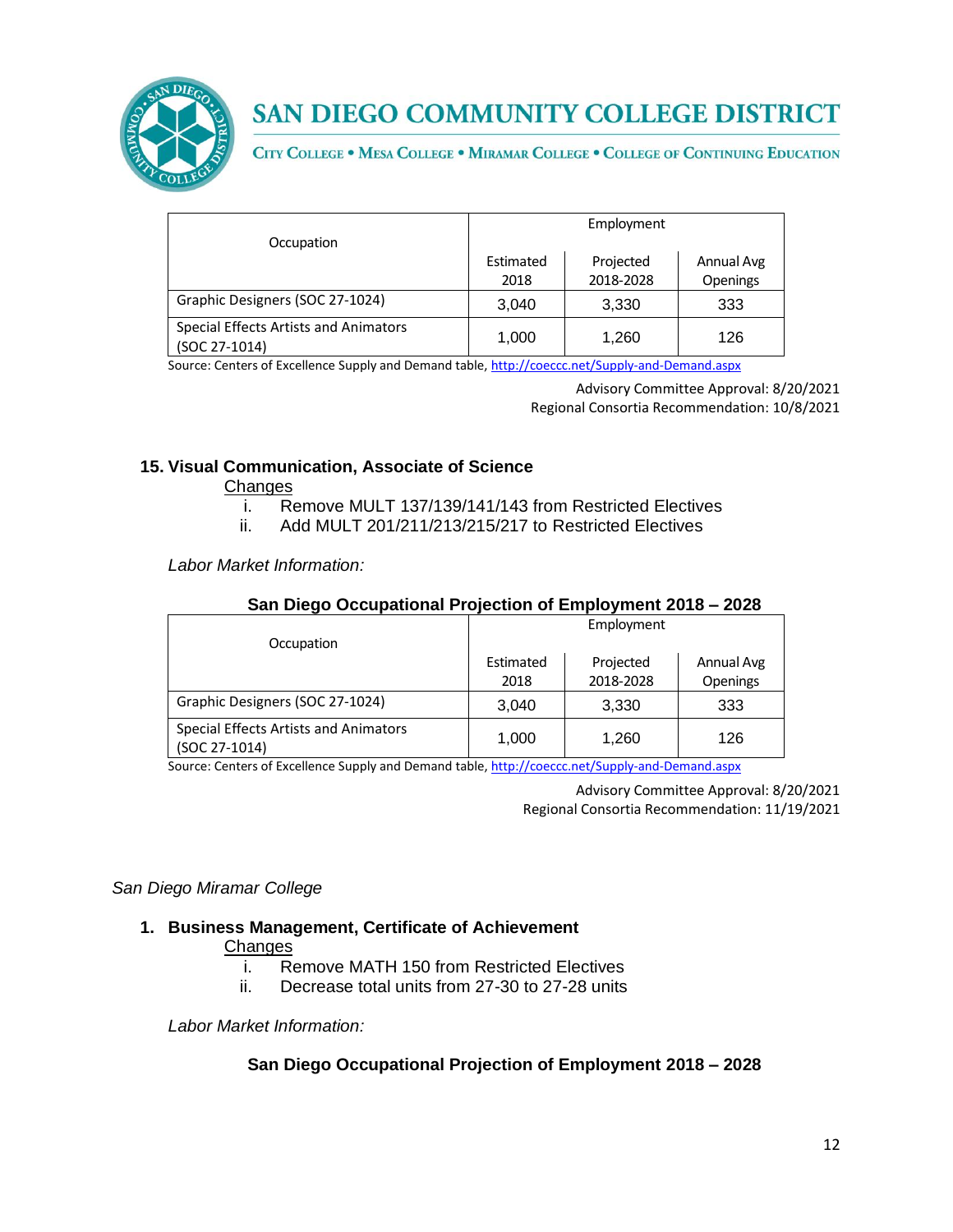| Occupation | Employment | | |
|---|---|---|---|
| | Estimated 2018 | Projected 2018-2028 | Annual Avg Openings |
| Graphic Designers (SOC 27-1024) | 3,040 | 3,330 | 333 |
| Special Effects Artists and Animators (SOC 27-1014) | 1,000 | 1,260 | 126 |

Source: Centers of Excellence Supply and Demand table, http://coeccc.net/Supply-and-Demand.aspx

Advisory Committee Approval: 8/20/2021
Regional Consortia Recommendation: 10/8/2021

**15. Visual Communication, Associate of Science**

Changes

i. Remove MULT 137/139/141/143 from Restricted Electives
ii. Add MULT 201/211/213/215/217 to Restricted Electives

*Labor Market Information:*

**San Diego Occupational Projection of Employment 2018 – 2028**

| Occupation | Employment | | |
|---|---|---|---|
| | Estimated 2018 | Projected 2018-2028 | Annual Avg Openings |
| Graphic Designers (SOC 27-1024) | 3,040 | 3,330 | 333 |
| Special Effects Artists and Animators (SOC 27-1014) | 1,000 | 1,260 | 126 |

Source: Centers of Excellence Supply and Demand table, http://coeccc.net/Supply-and-Demand.aspx

Advisory Committee Approval: 8/20/2021
Regional Consortia Recommendation: 11/19/2021

*San Diego Miramar College*

**1. Business Management, Certificate of Achievement**

Changes

i. Remove MATH 150 from Restricted Electives
ii. Decrease total units from 27-30 to 27-28 units

*Labor Market Information:*

**San Diego Occupational Projection of Employment 2018 – 2028**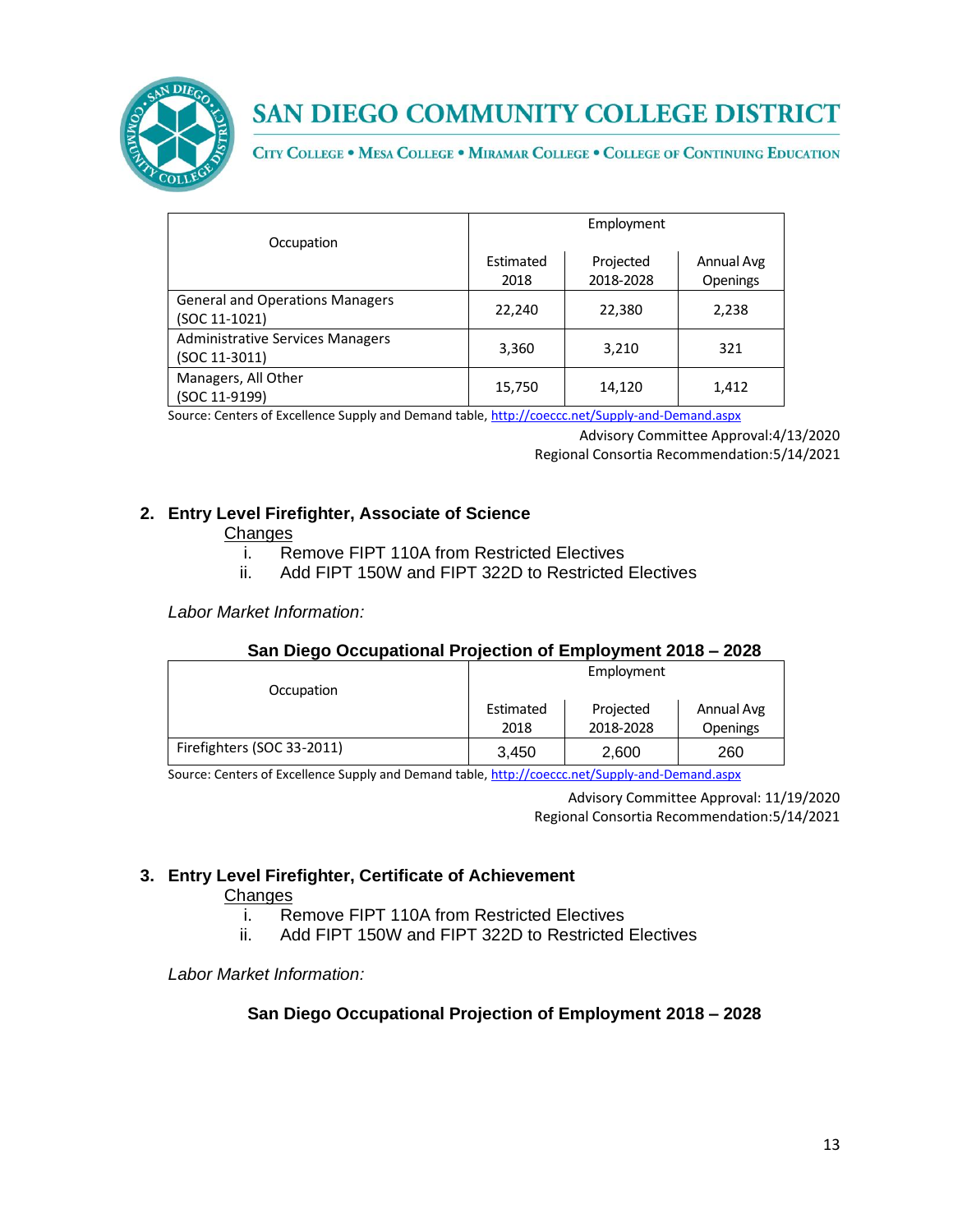| Occupation | Employment | | |
|---|---|---|---|
| | Estimated 2018 | Projected 2018-2028 | Annual Avg Openings |
| General and Operations Managers (SOC 11-1021) | 22,240 | 22,380 | 2,238 |
| Administrative Services Managers (SOC 11-3011) | 3,360 | 3,210 | 321 |
| Managers, All Other (SOC 11-9199) | 15,750 | 14,120 | 1,412 |

Source: Centers of Excellence Supply and Demand table, http://coeccc.net/Supply-and-Demand.aspx

Advisory Committee Approval:4/13/2020
Regional Consortia Recommendation:5/14/2021

## 2. Entry Level Firefighter, Associate of Science

Changes

i. Remove FIPT 110A from Restricted Electives
ii. Add FIPT 150W and FIPT 322D to Restricted Electives

*Labor Market Information:*

**San Diego Occupational Projection of Employment 2018 – 2028**

| Occupation | Employment | | |
|---|---|---|---|
| | Estimated 2018 | Projected 2018-2028 | Annual Avg Openings |
| Firefighters (SOC 33-2011) | 3,450 | 2,600 | 260 |

Source: Centers of Excellence Supply and Demand table, http://coeccc.net/Supply-and-Demand.aspx

Advisory Committee Approval: 11/19/2020
Regional Consortia Recommendation:5/14/2021

## 3. Entry Level Firefighter, Certificate of Achievement

Changes

i. Remove FIPT 110A from Restricted Electives
ii. Add FIPT 150W and FIPT 322D to Restricted Electives

*Labor Market Information:*

**San Diego Occupational Projection of Employment 2018 – 2028**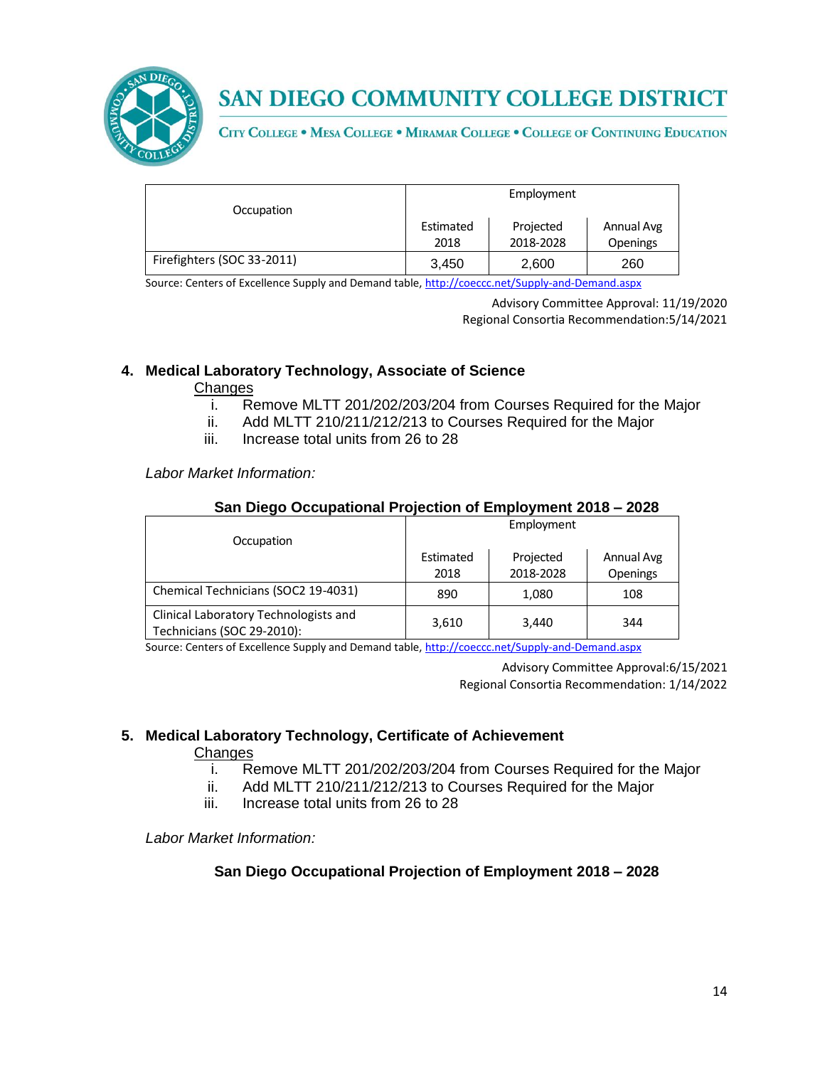| Occupation | Employment | | |
|---|---|---|---|
| | Estimated 2018 | Projected 2018-2028 | Annual Avg Openings |
| Firefighters (SOC 33-2011) | 3,450 | 2,600 | 260 |

Source: Centers of Excellence Supply and Demand table, http://coeccc.net/Supply-and-Demand.aspx

Advisory Committee Approval: 11/19/2020
Regional Consortia Recommendation:5/14/2021

### 4. Medical Laboratory Technology, Associate of Science

Changes

i. Remove MLTT 201/202/203/204 from Courses Required for the Major
ii. Add MLTT 210/211/212/213 to Courses Required for the Major
iii. Increase total units from 26 to 28

*Labor Market Information:*

**San Diego Occupational Projection of Employment 2018 – 2028**

| Occupation | Employment | | |
|---|---|---|---|
| | Estimated 2018 | Projected 2018-2028 | Annual Avg Openings |
| Chemical Technicians (SOC2 19-4031) | 890 | 1,080 | 108 |
| Clinical Laboratory Technologists and Technicians (SOC 29-2010): | 3,610 | 3,440 | 344 |

Source: Centers of Excellence Supply and Demand table, http://coeccc.net/Supply-and-Demand.aspx

Advisory Committee Approval:6/15/2021
Regional Consortia Recommendation: 1/14/2022

### 5. Medical Laboratory Technology, Certificate of Achievement

Changes

i. Remove MLTT 201/202/203/204 from Courses Required for the Major
ii. Add MLTT 210/211/212/213 to Courses Required for the Major
iii. Increase total units from 26 to 28

*Labor Market Information:*

**San Diego Occupational Projection of Employment 2018 – 2028**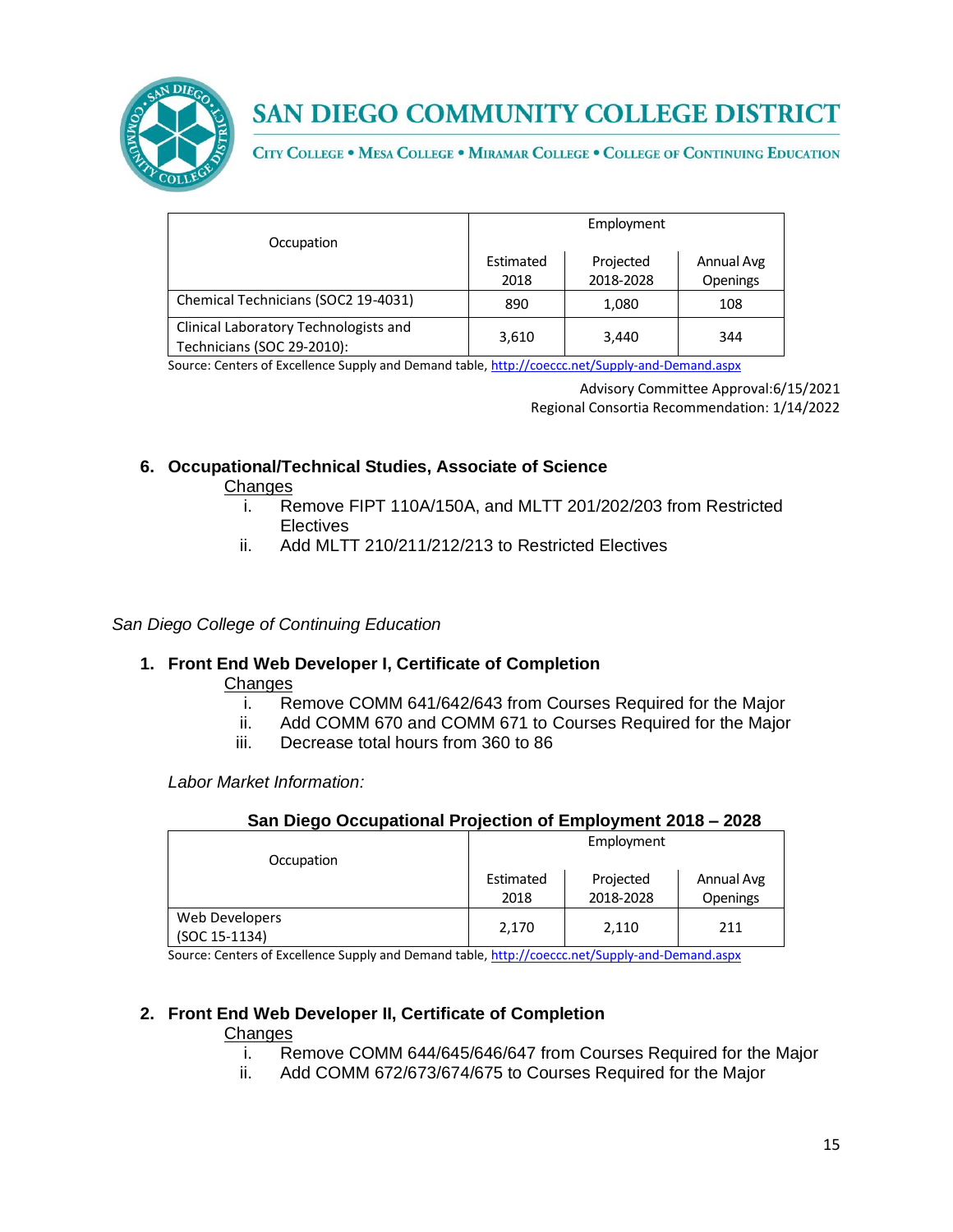| Occupation | Employment | | |
|---|---|---|---|
| | Estimated 2018 | Projected 2018-2028 | Annual Avg Openings |
| Chemical Technicians (SOC2 19-4031) | 890 | 1,080 | 108 |
| Clinical Laboratory Technologists and Technicians (SOC 29-2010): | 3,610 | 3,440 | 344 |

Source: Centers of Excellence Supply and Demand table, http://coeccc.net/Supply-and-Demand.aspx

Advisory Committee Approval:6/15/2021
Regional Consortia Recommendation: 1/14/2022

**6. Occupational/Technical Studies, Associate of Science**

Changes

i. Remove FIPT 110A/150A, and MLTT 201/202/203 from Restricted Electives
ii. Add MLTT 210/211/212/213 to Restricted Electives

*San Diego College of Continuing Education*

**1. Front End Web Developer I, Certificate of Completion**

Changes

i. Remove COMM 641/642/643 from Courses Required for the Major
ii. Add COMM 670 and COMM 671 to Courses Required for the Major
iii. Decrease total hours from 360 to 86

*Labor Market Information:*

**San Diego Occupational Projection of Employment 2018 – 2028**

| Occupation | Employment | | |
|---|---|---|---|
| | Estimated 2018 | Projected 2018-2028 | Annual Avg Openings |
| Web Developers (SOC 15-1134) | 2,170 | 2,110 | 211 |

Source: Centers of Excellence Supply and Demand table, http://coeccc.net/Supply-and-Demand.aspx

**2. Front End Web Developer II, Certificate of Completion**

Changes

i. Remove COMM 644/645/646/647 from Courses Required for the Major
ii. Add COMM 672/673/674/675 to Courses Required for the Major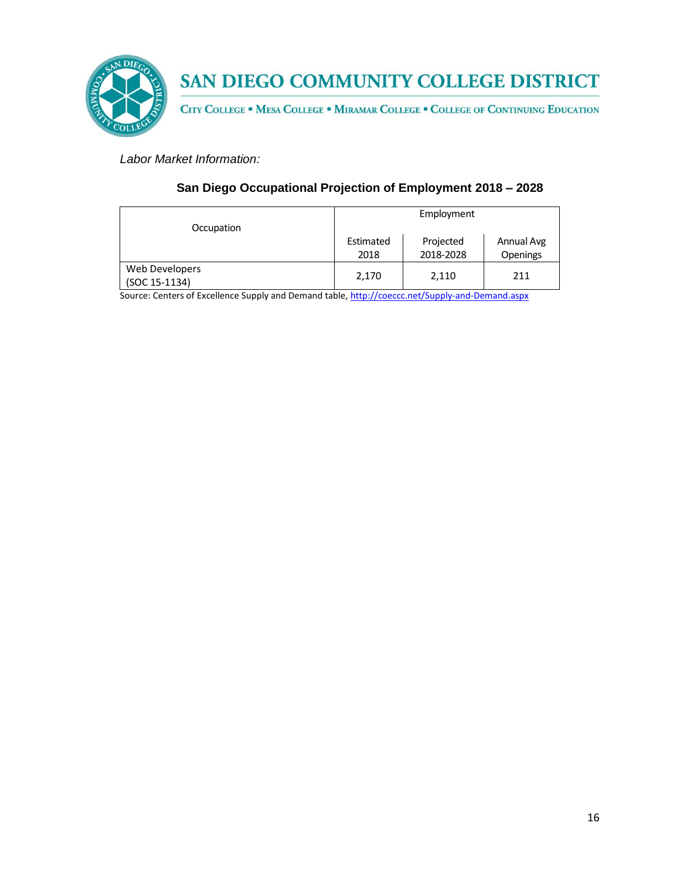*Labor Market Information:*

**San Diego Occupational Projection of Employment 2018 – 2028**

| Occupation | Employment | | |
|---|---|---|---|
| | Estimated 2018 | Projected 2018-2028 | Annual Avg Openings |
| Web Developers (SOC 15-1134) | 2,170 | 2,110 | 211 |

Source: Centers of Excellence Supply and Demand table, [http://coeccc.net/Supply-and-Demand.aspx](http://coeccc.net/Supply-and-Demand.aspx)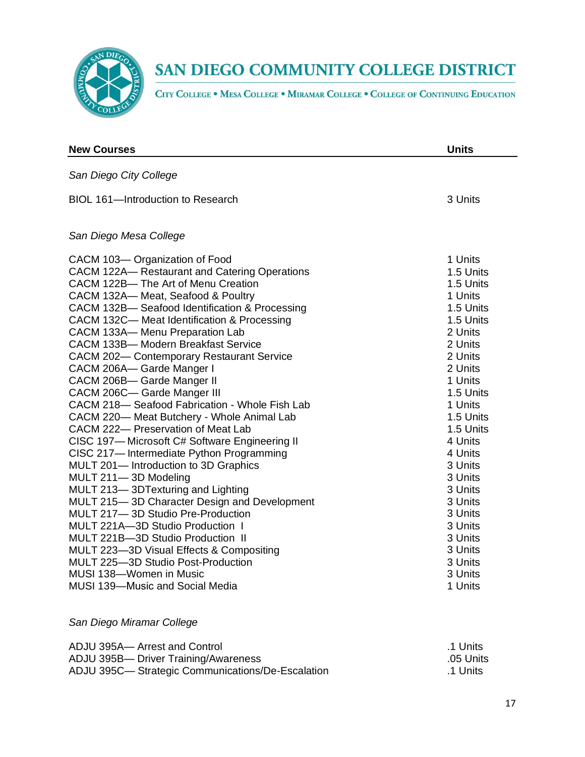# SAN DIEGO COMMUNITY COLLEGE DISTRICT

CITY COLLEGE • MESA COLLEGE • MIRAMAR COLLEGE • COLLEGE OF CONTINUING EDUCATION

| **New Courses** | **Units** |
|---|---|
| *San Diego City College* | |
| BIOL 161—Introduction to Research | 3 Units |
| *San Diego Mesa College* | |
| CACM 103— Organization of Food | 1 Units |
| CACM 122A— Restaurant and Catering Operations | 1.5 Units |
| CACM 122B— The Art of Menu Creation | 1.5 Units |
| CACM 132A— Meat, Seafood & Poultry | 1 Units |
| CACM 132B— Seafood Identification & Processing | 1.5 Units |
| CACM 132C— Meat Identification & Processing | 1.5 Units |
| CACM 133A— Menu Preparation Lab | 2 Units |
| CACM 133B— Modern Breakfast Service | 2 Units |
| CACM 202— Contemporary Restaurant Service | 2 Units |
| CACM 206A— Garde Manger I | 2 Units |
| CACM 206B— Garde Manger II | 1 Units |
| CACM 206C— Garde Manger III | 1.5 Units |
| CACM 218— Seafood Fabrication - Whole Fish Lab | 1 Units |
| CACM 220— Meat Butchery - Whole Animal Lab | 1.5 Units |
| CACM 222— Preservation of Meat Lab | 1.5 Units |
| CISC 197— Microsoft C# Software Engineering II | 4 Units |
| CISC 217— Intermediate Python Programming | 4 Units |
| MULT 201— Introduction to 3D Graphics | 3 Units |
| MULT 211— 3D Modeling | 3 Units |
| MULT 213— 3DTexturing and Lighting | 3 Units |
| MULT 215— 3D Character Design and Development | 3 Units |
| MULT 217— 3D Studio Pre-Production | 3 Units |
| MULT 221A—3D Studio Production I | 3 Units |
| MULT 221B—3D Studio Production II | 3 Units |
| MULT 223—3D Visual Effects & Compositing | 3 Units |
| MULT 225—3D Studio Post-Production | 3 Units |
| MUSI 138—Women in Music | 3 Units |
| MUSI 139—Music and Social Media | 1 Units |
| *San Diego Miramar College* | |
| ADJU 395A— Arrest and Control | .1 Units |
| ADJU 395B— Driver Training/Awareness | .05 Units |
| ADJU 395C— Strategic Communications/De-Escalation | .1 Units |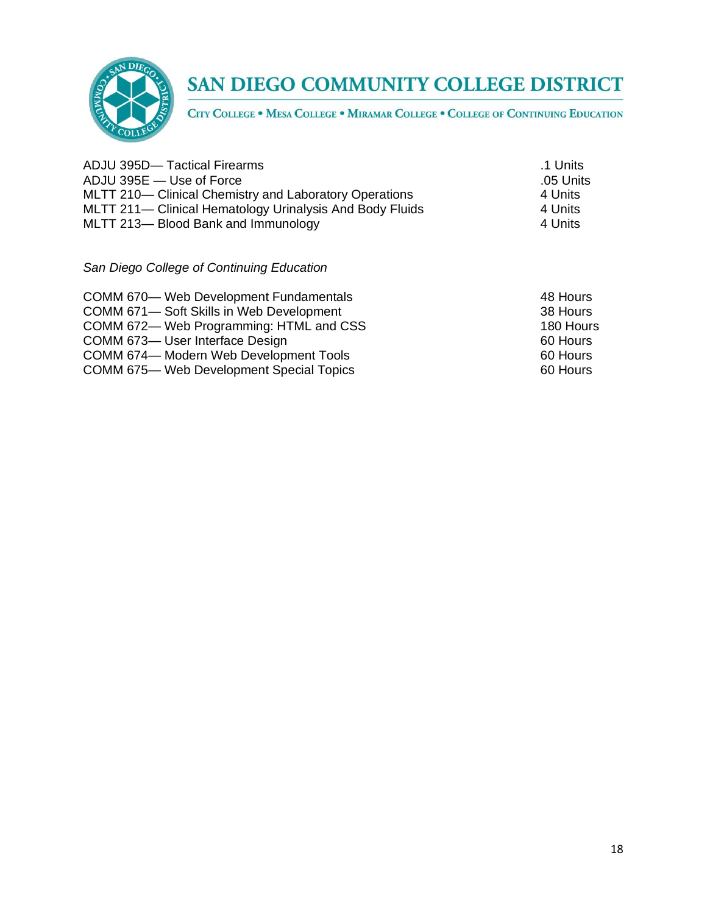ADJU 395D— Tactical Firearms .1 Units
ADJU 395E — Use of Force .05 Units
MLTT 210— Clinical Chemistry and Laboratory Operations 4 Units
MLTT 211— Clinical Hematology Urinalysis And Body Fluids 4 Units
MLTT 213— Blood Bank and Immunology 4 Units

*San Diego College of Continuing Education*

COMM 670— Web Development Fundamentals 48 Hours
COMM 671— Soft Skills in Web Development 38 Hours
COMM 672— Web Programming: HTML and CSS 180 Hours
COMM 673— User Interface Design 60 Hours
COMM 674— Modern Web Development Tools 60 Hours
COMM 675— Web Development Special Topics 60 Hours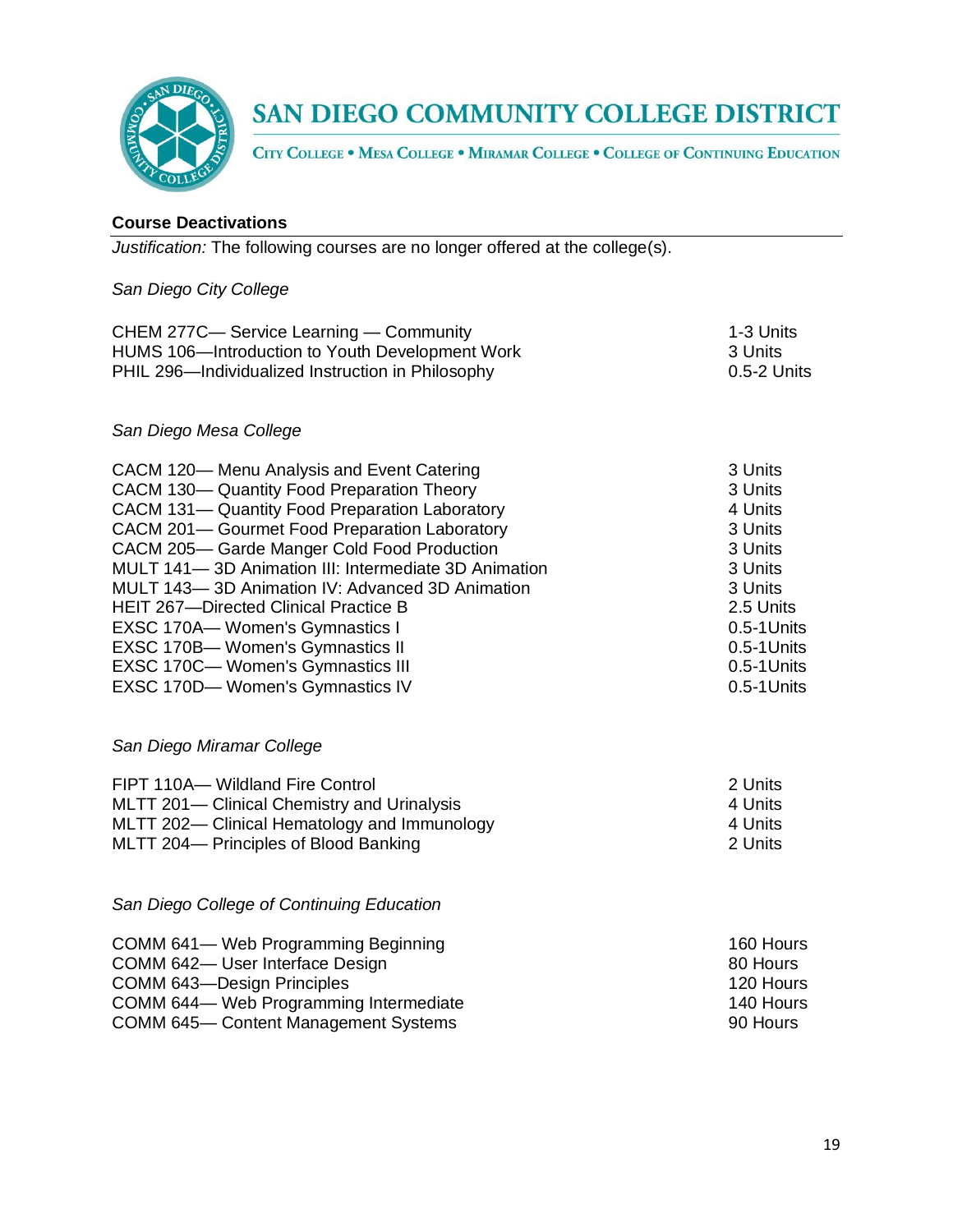# SAN DIEGO COMMUNITY COLLEGE DISTRICT

City College • Mesa College • Miramar College • College of Continuing Education

## Course Deactivations

*Justification:* The following courses are no longer offered at the college(s).

*San Diego City College*

| | |
|---|---|
| CHEM 277C— Service Learning — Community | 1-3 Units |
| HUMS 106—Introduction to Youth Development Work | 3 Units |
| PHIL 296—Individualized Instruction in Philosophy | 0.5-2 Units |

*San Diego Mesa College*

| | |
|---|---|
| CACM 120— Menu Analysis and Event Catering | 3 Units |
| CACM 130— Quantity Food Preparation Theory | 3 Units |
| CACM 131— Quantity Food Preparation Laboratory | 4 Units |
| CACM 201— Gourmet Food Preparation Laboratory | 3 Units |
| CACM 205— Garde Manger Cold Food Production | 3 Units |
| MULT 141— 3D Animation III: Intermediate 3D Animation | 3 Units |
| MULT 143— 3D Animation IV: Advanced 3D Animation | 3 Units |
| HEIT 267—Directed Clinical Practice B | 2.5 Units |
| EXSC 170A— Women's Gymnastics I | 0.5-1Units |
| EXSC 170B— Women's Gymnastics II | 0.5-1Units |
| EXSC 170C— Women's Gymnastics III | 0.5-1Units |
| EXSC 170D— Women's Gymnastics IV | 0.5-1Units |

*San Diego Miramar College*

| | |
|---|---|
| FIPT 110A— Wildland Fire Control | 2 Units |
| MLTT 201— Clinical Chemistry and Urinalysis | 4 Units |
| MLTT 202— Clinical Hematology and Immunology | 4 Units |
| MLTT 204— Principles of Blood Banking | 2 Units |

*San Diego College of Continuing Education*

| | |
|---|---|
| COMM 641— Web Programming Beginning | 160 Hours |
| COMM 642— User Interface Design | 80 Hours |
| COMM 643—Design Principles | 120 Hours |
| COMM 644— Web Programming Intermediate | 140 Hours |
| COMM 645— Content Management Systems | 90 Hours |